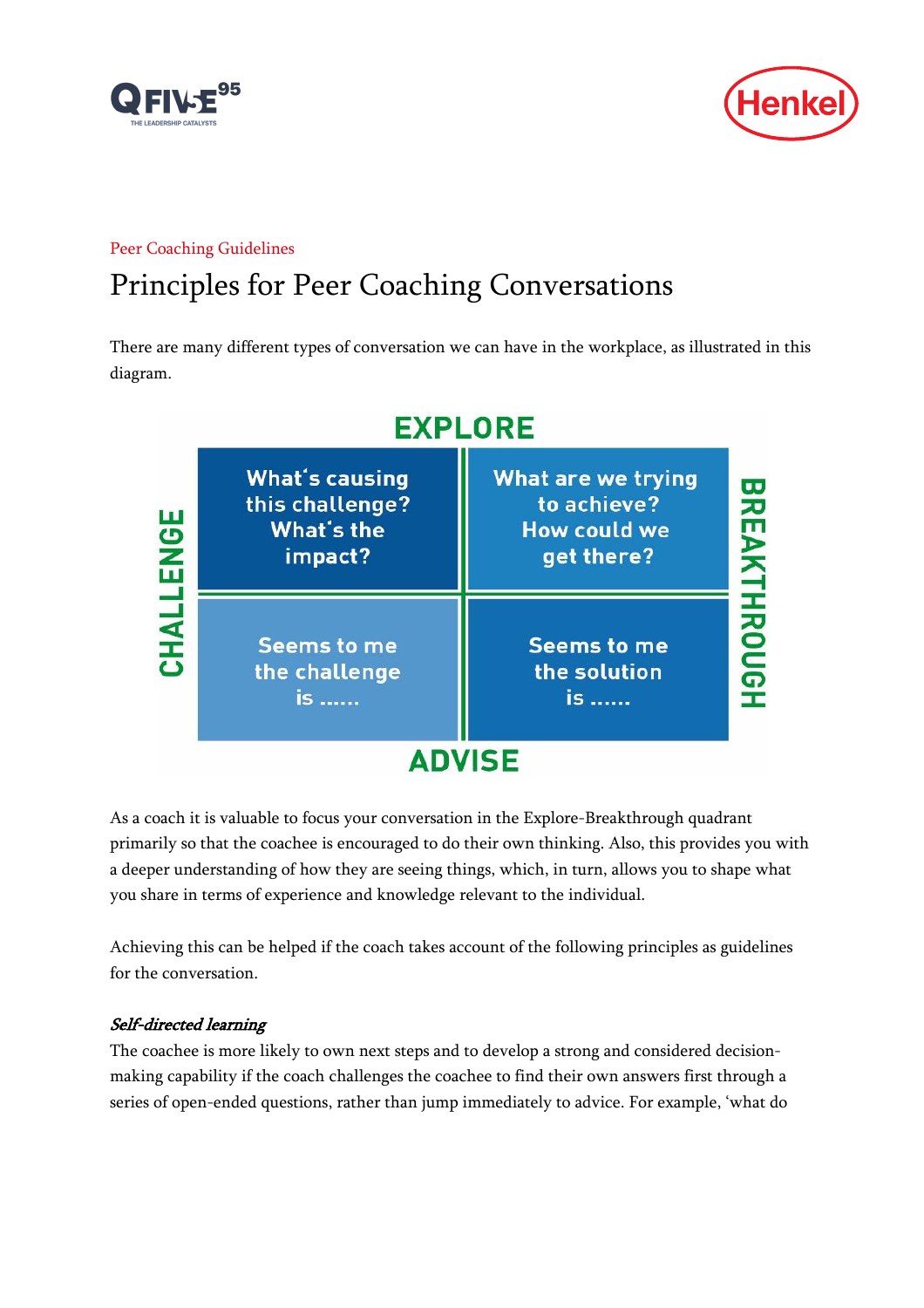Peer Coaching Guidelines

# Principles for Peer Coaching Conversations

There are many different types of conversation we can have in the workplace, as illustrated in this diagram.

| | EXPLORE | |
|---|---|---|
| **CHALLENGE** | What's causing this challenge? What's the impact? | What are we trying to achieve? How could we get there? |
| | Seems to me the challenge is ...... | Seems to me the solution is ...... |
| | ADVISE | **BREAKTHROUGH** |

As a coach it is valuable to focus your conversation in the Explore-Breakthrough quadrant primarily so that the coachee is encouraged to do their own thinking. Also, this provides you with a deeper understanding of how they are seeing things, which, in turn, allows you to shape what you share in terms of experience and knowledge relevant to the individual.

Achieving this can be helped if the coach takes account of the following principles as guidelines for the conversation.

***Self-directed learning***

The coachee is more likely to own next steps and to develop a strong and considered decision-making capability if the coach challenges the coachee to find their own answers first through a series of open-ended questions, rather than jump immediately to advice. For example, 'what do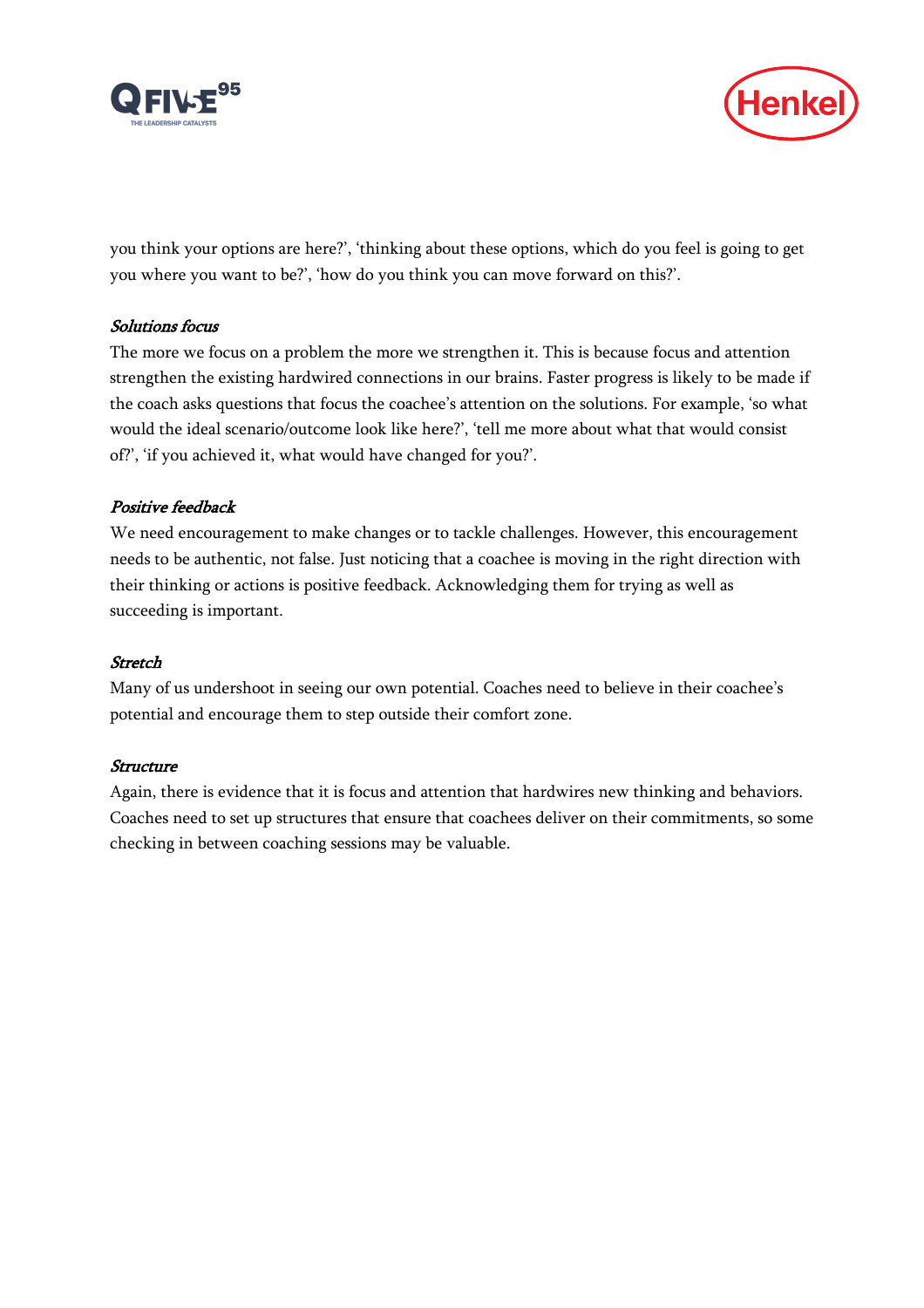you think your options are here?', 'thinking about these options, which do you feel is going to get you where you want to be?', 'how do you think you can move forward on this?'.

*Solutions focus*

The more we focus on a problem the more we strengthen it. This is because focus and attention strengthen the existing hardwired connections in our brains. Faster progress is likely to be made if the coach asks questions that focus the coachee's attention on the solutions. For example, 'so what would the ideal scenario/outcome look like here?', 'tell me more about what that would consist of?', 'if you achieved it, what would have changed for you?'.

*Positive feedback*

We need encouragement to make changes or to tackle challenges. However, this encouragement needs to be authentic, not false. Just noticing that a coachee is moving in the right direction with their thinking or actions is positive feedback. Acknowledging them for trying as well as succeeding is important.

*Stretch*

Many of us undershoot in seeing our own potential. Coaches need to believe in their coachee's potential and encourage them to step outside their comfort zone.

*Structure*

Again, there is evidence that it is focus and attention that hardwires new thinking and behaviors. Coaches need to set up structures that ensure that coachees deliver on their commitments, so some checking in between coaching sessions may be valuable.